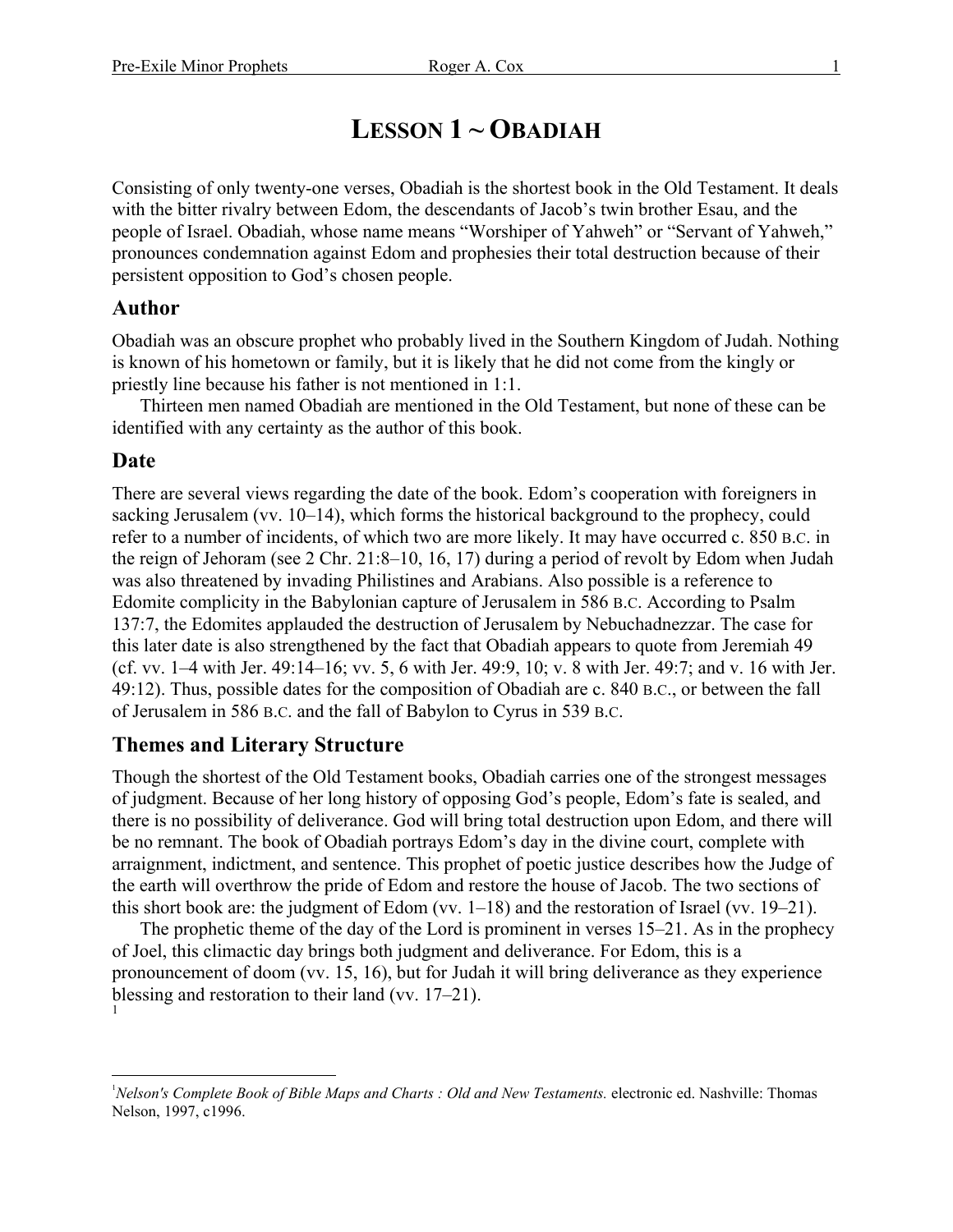# LESSON 1 ~ OBADIAH

Consisting of only twenty-one verses, Obadiah is the shortest book in the Old Testament. It deals with the bitter rivalry between Edom, the descendants of Jacob's twin brother Esau, and the people of Israel. Obadiah, whose name means "Worshiper of Yahweh" or "Servant of Yahweh," pronounces condemnation against Edom and prophesies their total destruction because of their persistent opposition to God's chosen people.

## Author

Obadiah was an obscure prophet who probably lived in the Southern Kingdom of Judah. Nothing is known of his hometown or family, but it is likely that he did not come from the kingly or priestly line because his father is not mentioned in 1:1.

Thirteen men named Obadiah are mentioned in the Old Testament, but none of these can be identified with any certainty as the author of this book.

## Date

There are several views regarding the date of the book. Edom's cooperation with foreigners in sacking Jerusalem (vv. 10–14), which forms the historical background to the prophecy, could refer to a number of incidents, of which two are more likely. It may have occurred c. 850 B.C. in the reign of Jehoram (see 2 Chr. 21:8–10, 16, 17) during a period of revolt by Edom when Judah was also threatened by invading Philistines and Arabians. Also possible is a reference to Edomite complicity in the Babylonian capture of Jerusalem in 586 B.C. According to Psalm 137:7, the Edomites applauded the destruction of Jerusalem by Nebuchadnezzar. The case for this later date is also strengthened by the fact that Obadiah appears to quote from Jeremiah 49 (cf. vv. 1–4 with Jer. 49:14–16; vv. 5, 6 with Jer. 49:9, 10; v. 8 with Jer. 49:7; and v. 16 with Jer. 49:12). Thus, possible dates for the composition of Obadiah are c. 840 B.C., or between the fall of Jerusalem in 586 B.C. and the fall of Babylon to Cyrus in 539 B.C.

## Themes and Literary Structure

Though the shortest of the Old Testament books, Obadiah carries one of the strongest messages of judgment. Because of her long history of opposing God's people, Edom's fate is sealed, and there is no possibility of deliverance. God will bring total destruction upon Edom, and there will be no remnant. The book of Obadiah portrays Edom's day in the divine court, complete with arraignment, indictment, and sentence. This prophet of poetic justice describes how the Judge of the earth will overthrow the pride of Edom and restore the house of Jacob. The two sections of this short book are: the judgment of Edom (vv. 1–18) and the restoration of Israel (vv. 19–21).

The prophetic theme of the day of the Lord is prominent in verses 15–21. As in the prophecy of Joel, this climactic day brings both judgment and deliverance. For Edom, this is a pronouncement of doom (vv. 15, 16), but for Judah it will bring deliverance as they experience blessing and restoration to their land (vv. 17–21).[1]

---

[1] *Nelson's Complete Book of Bible Maps and Charts : Old and New Testaments.* electronic ed. Nashville: Thomas Nelson, 1997, c1996.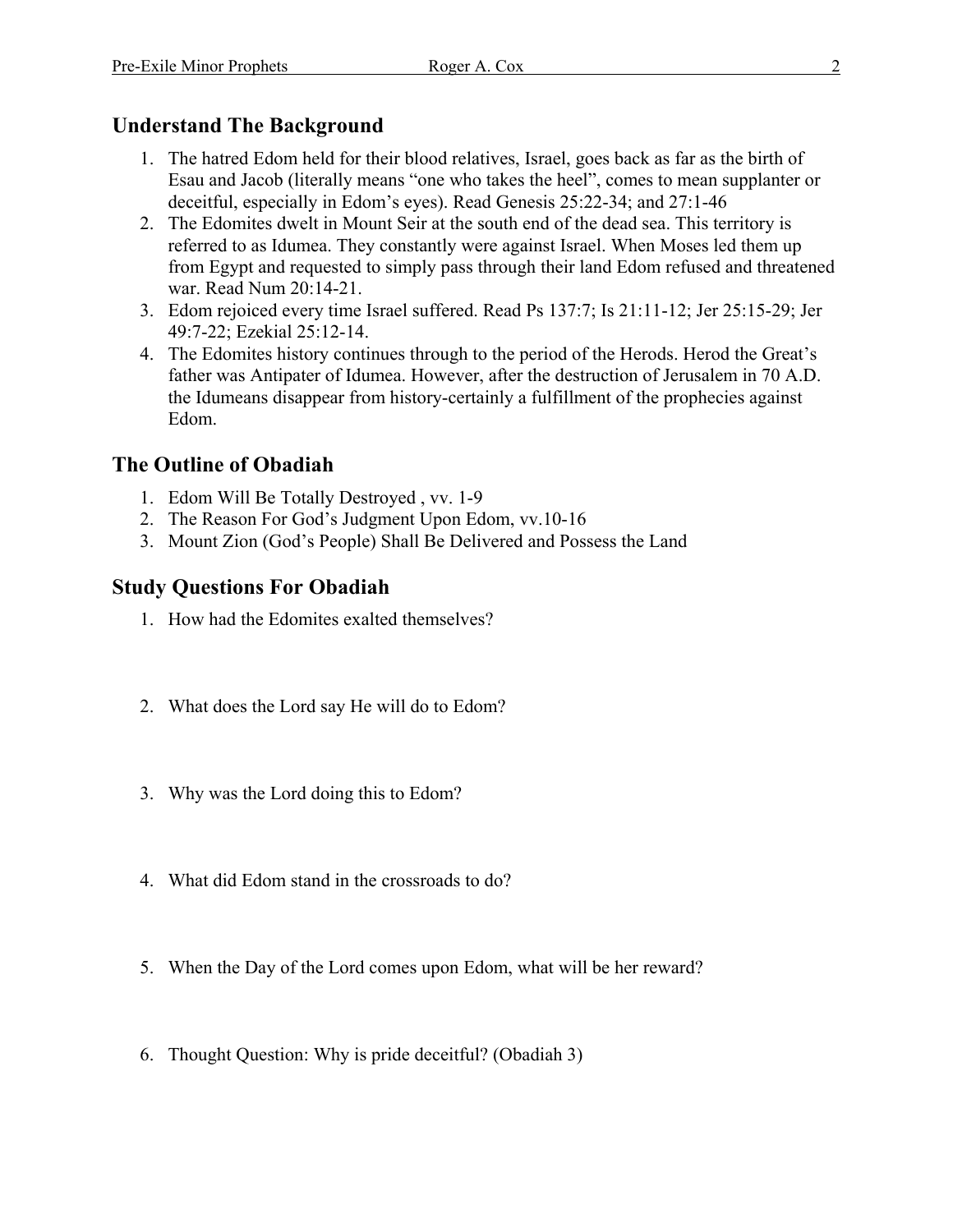## Understand The Background

1. The hatred Edom held for their blood relatives, Israel, goes back as far as the birth of Esau and Jacob (literally means "one who takes the heel", comes to mean supplanter or deceitful, especially in Edom's eyes). Read Genesis 25:22-34; and 27:1-46
2. The Edomites dwelt in Mount Seir at the south end of the dead sea. This territory is referred to as Idumea. They constantly were against Israel. When Moses led them up from Egypt and requested to simply pass through their land Edom refused and threatened war. Read Num 20:14-21.
3. Edom rejoiced every time Israel suffered. Read Ps 137:7; Is 21:11-12; Jer 25:15-29; Jer 49:7-22; Ezekial 25:12-14.
4. The Edomites history continues through to the period of the Herods. Herod the Great's father was Antipater of Idumea. However, after the destruction of Jerusalem in 70 A.D. the Idumeans disappear from history-certainly a fulfillment of the prophecies against Edom.

## The Outline of Obadiah

1. Edom Will Be Totally Destroyed , vv. 1-9
2. The Reason For God's Judgment Upon Edom, vv.10-16
3. Mount Zion (God's People) Shall Be Delivered and Possess the Land

## Study Questions For Obadiah

1. How had the Edomites exalted themselves?
2. What does the Lord say He will do to Edom?
3. Why was the Lord doing this to Edom?
4. What did Edom stand in the crossroads to do?
5. When the Day of the Lord comes upon Edom, what will be her reward?
6. Thought Question: Why is pride deceitful? (Obadiah 3)